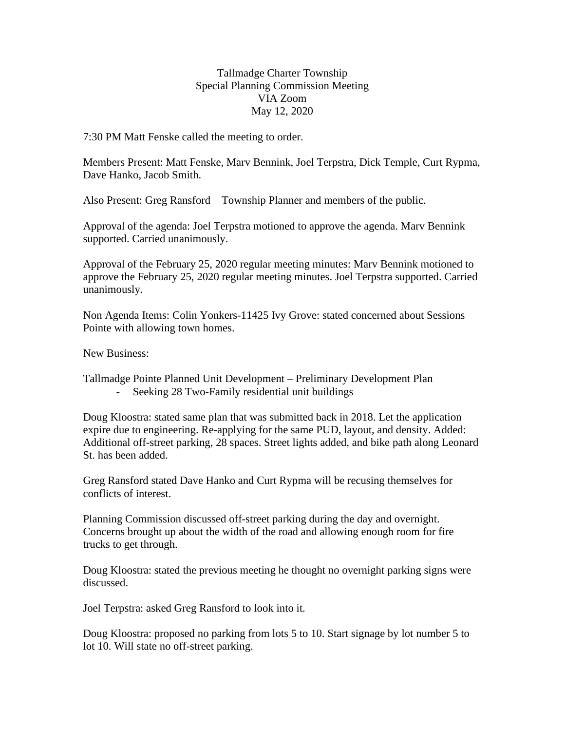# Tallmadge Charter Township
## Special Planning Commission Meeting
## VIA Zoom
## May 12, 2020

7:30 PM Matt Fenske called the meeting to order.

Members Present: Matt Fenske, Marv Bennink, Joel Terpstra, Dick Temple, Curt Rypma, Dave Hanko, Jacob Smith.

Also Present: Greg Ransford – Township Planner and members of the public.

Approval of the agenda: Joel Terpstra motioned to approve the agenda. Marv Bennink supported. Carried unanimously.

Approval of the February 25, 2020 regular meeting minutes: Marv Bennink motioned to approve the February 25, 2020 regular meeting minutes. Joel Terpstra supported. Carried unanimously.

Non Agenda Items: Colin Yonkers-11425 Ivy Grove: stated concerned about Sessions Pointe with allowing town homes.

New Business:

Tallmadge Pointe Planned Unit Development – Preliminary Development Plan

- Seeking 28 Two-Family residential unit buildings

Doug Kloostra: stated same plan that was submitted back in 2018. Let the application expire due to engineering. Re-applying for the same PUD, layout, and density. Added: Additional off-street parking, 28 spaces. Street lights added, and bike path along Leonard St. has been added.

Greg Ransford stated Dave Hanko and Curt Rypma will be recusing themselves for conflicts of interest.

Planning Commission discussed off-street parking during the day and overnight. Concerns brought up about the width of the road and allowing enough room for fire trucks to get through.

Doug Kloostra: stated the previous meeting he thought no overnight parking signs were discussed.

Joel Terpstra: asked Greg Ransford to look into it.

Doug Kloostra: proposed no parking from lots 5 to 10. Start signage by lot number 5 to lot 10. Will state no off-street parking.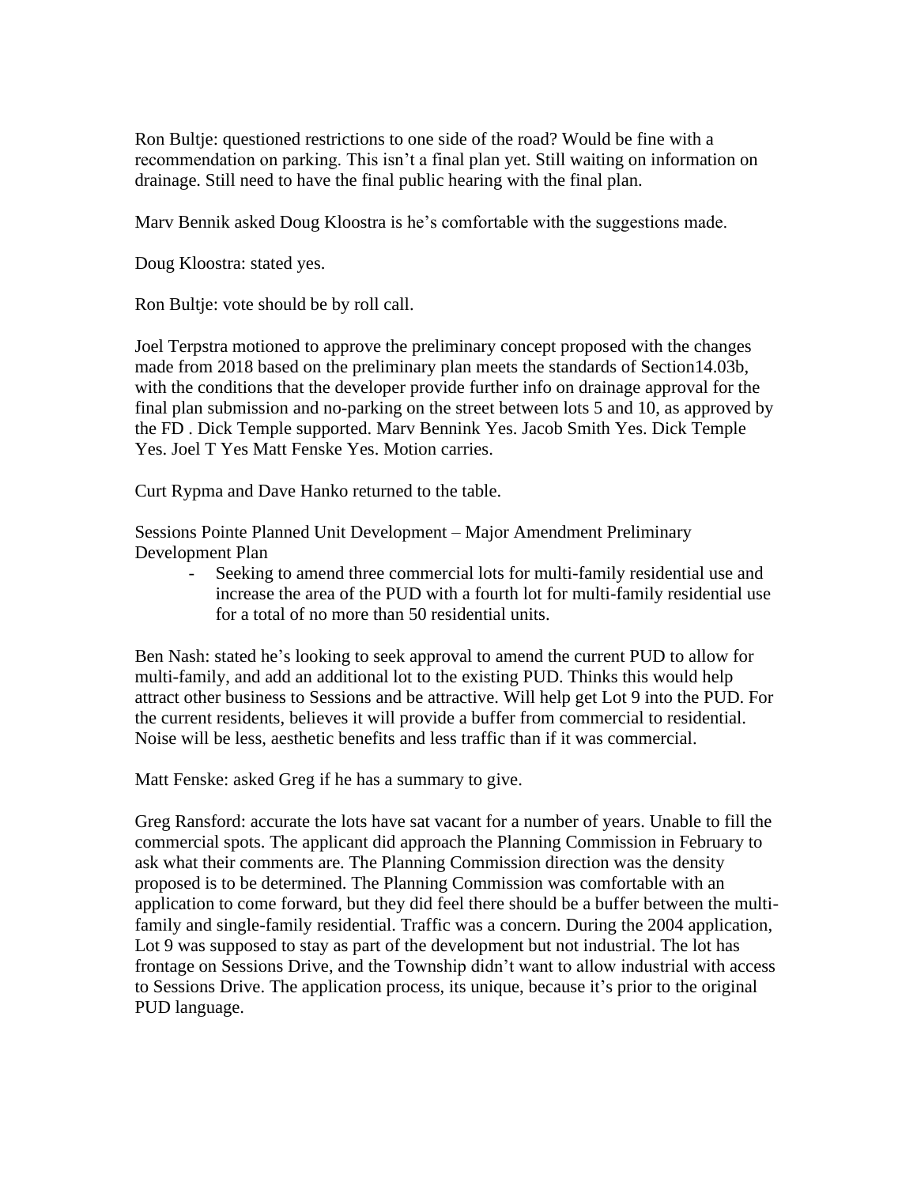Ron Bultje: questioned restrictions to one side of the road? Would be fine with a recommendation on parking. This isn't a final plan yet. Still waiting on information on drainage. Still need to have the final public hearing with the final plan.

Marv Bennik asked Doug Kloostra is he's comfortable with the suggestions made.

Doug Kloostra: stated yes.

Ron Bultje: vote should be by roll call.

Joel Terpstra motioned to approve the preliminary concept proposed with the changes made from 2018 based on the preliminary plan meets the standards of Section14.03b, with the conditions that the developer provide further info on drainage approval for the final plan submission and no-parking on the street between lots 5 and 10, as approved by the FD . Dick Temple supported. Marv Bennink Yes. Jacob Smith Yes. Dick Temple Yes. Joel T Yes Matt Fenske Yes. Motion carries.

Curt Rypma and Dave Hanko returned to the table.

Sessions Pointe Planned Unit Development – Major Amendment Preliminary Development Plan

- Seeking to amend three commercial lots for multi-family residential use and increase the area of the PUD with a fourth lot for multi-family residential use for a total of no more than 50 residential units.

Ben Nash: stated he's looking to seek approval to amend the current PUD to allow for multi-family, and add an additional lot to the existing PUD. Thinks this would help attract other business to Sessions and be attractive. Will help get Lot 9 into the PUD. For the current residents, believes it will provide a buffer from commercial to residential. Noise will be less, aesthetic benefits and less traffic than if it was commercial.

Matt Fenske: asked Greg if he has a summary to give.

Greg Ransford: accurate the lots have sat vacant for a number of years. Unable to fill the commercial spots. The applicant did approach the Planning Commission in February to ask what their comments are. The Planning Commission direction was the density proposed is to be determined. The Planning Commission was comfortable with an application to come forward, but they did feel there should be a buffer between the multi-family and single-family residential. Traffic was a concern. During the 2004 application, Lot 9 was supposed to stay as part of the development but not industrial. The lot has frontage on Sessions Drive, and the Township didn't want to allow industrial with access to Sessions Drive. The application process, its unique, because it's prior to the original PUD language.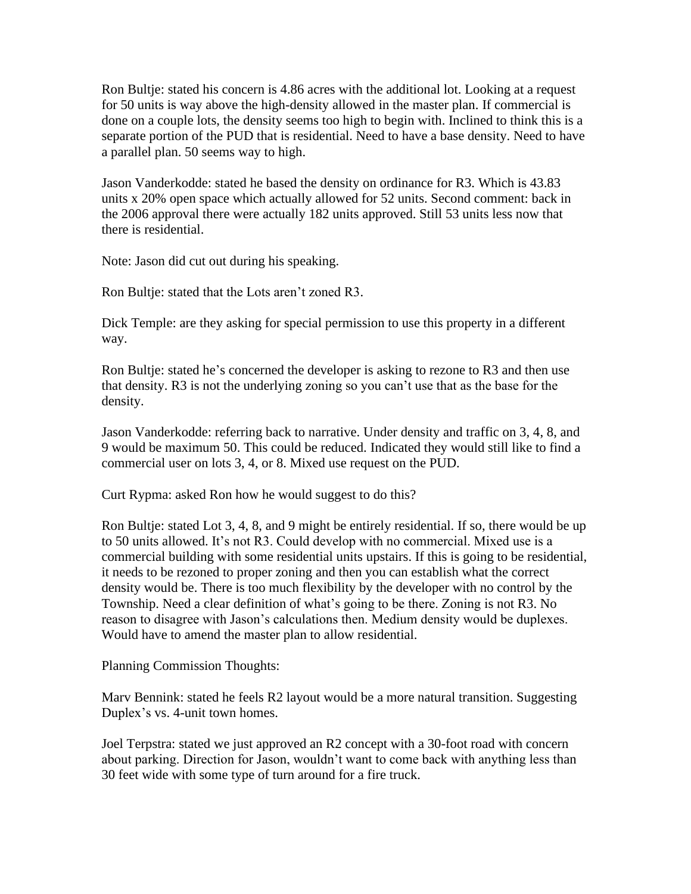Ron Bultje: stated his concern is 4.86 acres with the additional lot. Looking at a request for 50 units is way above the high-density allowed in the master plan. If commercial is done on a couple lots, the density seems too high to begin with. Inclined to think this is a separate portion of the PUD that is residential. Need to have a base density. Need to have a parallel plan. 50 seems way to high.

Jason Vanderkodde: stated he based the density on ordinance for R3. Which is 43.83 units x 20% open space which actually allowed for 52 units. Second comment: back in the 2006 approval there were actually 182 units approved. Still 53 units less now that there is residential.

Note: Jason did cut out during his speaking.

Ron Bultje: stated that the Lots aren't zoned R3.

Dick Temple: are they asking for special permission to use this property in a different way.

Ron Bultje: stated he's concerned the developer is asking to rezone to R3 and then use that density. R3 is not the underlying zoning so you can't use that as the base for the density.

Jason Vanderkodde: referring back to narrative. Under density and traffic on 3, 4, 8, and 9 would be maximum 50. This could be reduced. Indicated they would still like to find a commercial user on lots 3, 4, or 8. Mixed use request on the PUD.

Curt Rypma: asked Ron how he would suggest to do this?

Ron Bultje: stated Lot 3, 4, 8, and 9 might be entirely residential. If so, there would be up to 50 units allowed. It's not R3. Could develop with no commercial. Mixed use is a commercial building with some residential units upstairs. If this is going to be residential, it needs to be rezoned to proper zoning and then you can establish what the correct density would be. There is too much flexibility by the developer with no control by the Township. Need a clear definition of what's going to be there. Zoning is not R3. No reason to disagree with Jason's calculations then. Medium density would be duplexes. Would have to amend the master plan to allow residential.

Planning Commission Thoughts:

Marv Bennink: stated he feels R2 layout would be a more natural transition. Suggesting Duplex's vs. 4-unit town homes.

Joel Terpstra: stated we just approved an R2 concept with a 30-foot road with concern about parking. Direction for Jason, wouldn't want to come back with anything less than 30 feet wide with some type of turn around for a fire truck.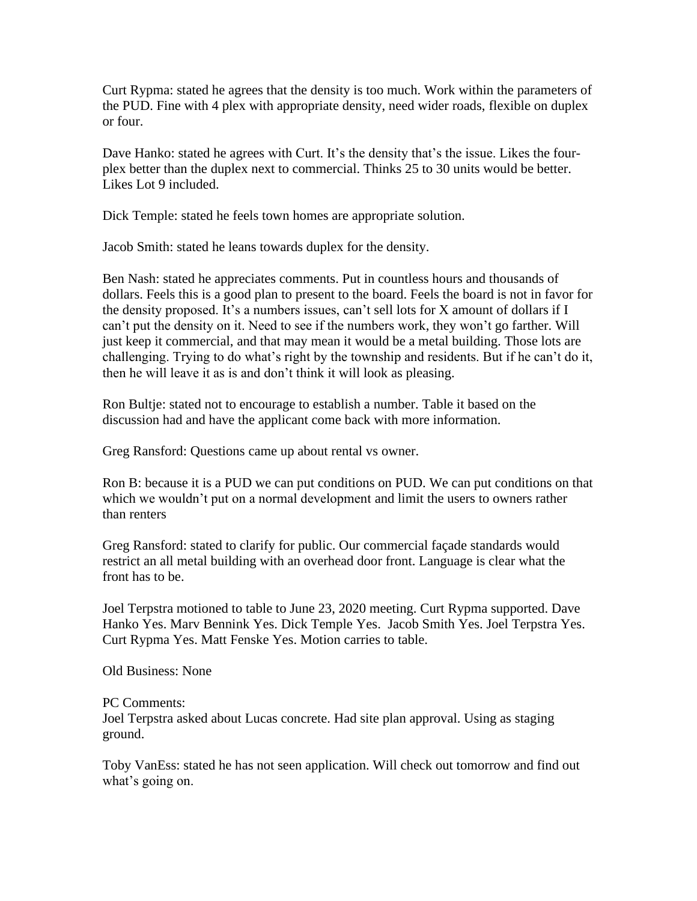Curt Rypma: stated he agrees that the density is too much. Work within the parameters of the PUD. Fine with 4 plex with appropriate density, need wider roads, flexible on duplex or four.

Dave Hanko: stated he agrees with Curt. It's the density that's the issue. Likes the four-plex better than the duplex next to commercial. Thinks 25 to 30 units would be better. Likes Lot 9 included.

Dick Temple: stated he feels town homes are appropriate solution.

Jacob Smith: stated he leans towards duplex for the density.

Ben Nash: stated he appreciates comments. Put in countless hours and thousands of dollars. Feels this is a good plan to present to the board. Feels the board is not in favor for the density proposed. It's a numbers issues, can't sell lots for X amount of dollars if I can't put the density on it. Need to see if the numbers work, they won't go farther. Will just keep it commercial, and that may mean it would be a metal building. Those lots are challenging. Trying to do what's right by the township and residents. But if he can't do it, then he will leave it as is and don't think it will look as pleasing.

Ron Bultje: stated not to encourage to establish a number. Table it based on the discussion had and have the applicant come back with more information.

Greg Ransford: Questions came up about rental vs owner.

Ron B: because it is a PUD we can put conditions on PUD. We can put conditions on that which we wouldn't put on a normal development and limit the users to owners rather than renters

Greg Ransford: stated to clarify for public. Our commercial façade standards would restrict an all metal building with an overhead door front. Language is clear what the front has to be.

Joel Terpstra motioned to table to June 23, 2020 meeting. Curt Rypma supported. Dave Hanko Yes. Marv Bennink Yes. Dick Temple Yes. Jacob Smith Yes. Joel Terpstra Yes. Curt Rypma Yes. Matt Fenske Yes. Motion carries to table.

Old Business: None

PC Comments:
Joel Terpstra asked about Lucas concrete. Had site plan approval. Using as staging ground.

Toby VanEss: stated he has not seen application. Will check out tomorrow and find out what's going on.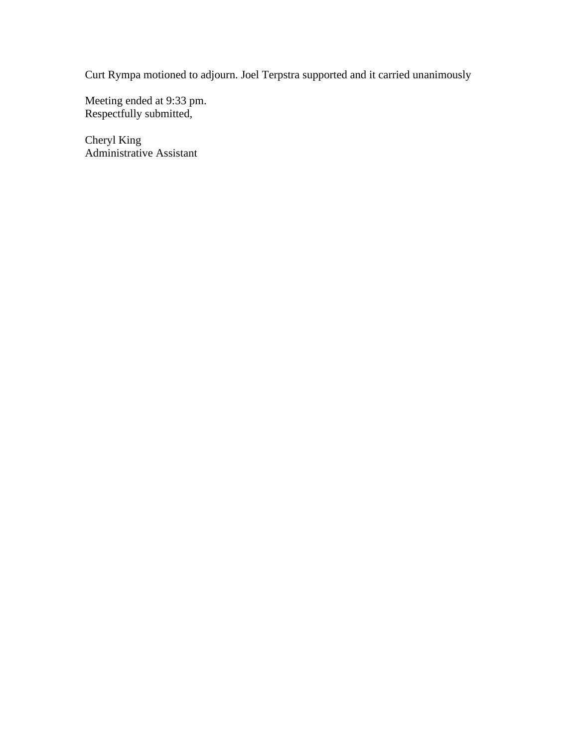Curt Rympa motioned to adjourn. Joel Terpstra supported and it carried unanimously

Meeting ended at 9:33 pm.
Respectfully submitted,

Cheryl King
Administrative Assistant